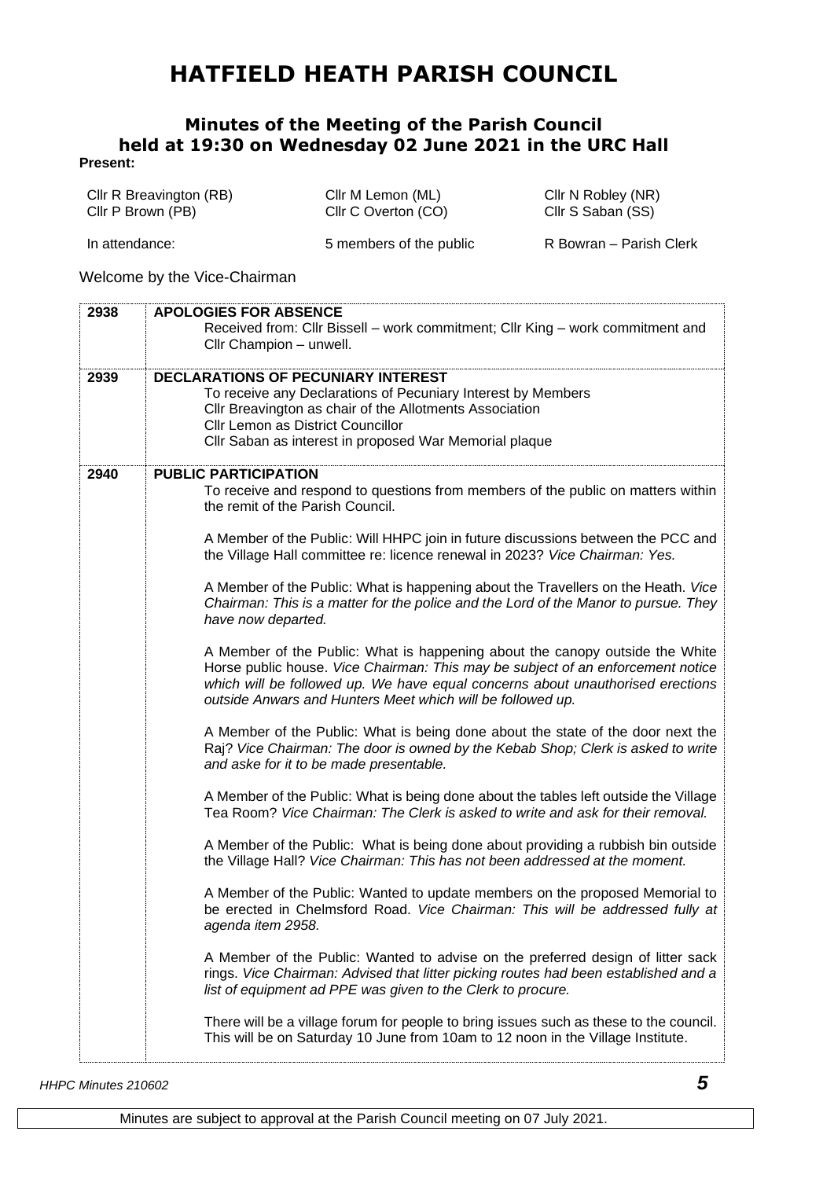# HATFIELD HEATH PARISH COUNCIL

## Minutes of the Meeting of the Parish Council held at 19:30 on Wednesday 02 June 2021 in the URC Hall

**Present:**

| | | |
|---|---|---|
| Cllr R Breavington (RB) | Cllr M Lemon (ML) | Cllr N Robley (NR) |
| Cllr P Brown (PB) | Cllr C Overton (CO) | Cllr S Saban (SS) |
| In attendance: | 5 members of the public | R Bowran – Parish Clerk |

Welcome by the Vice-Chairman

| | |
|---|---|
| **2938** | **APOLOGIES FOR ABSENCE**<br>Received from: Cllr Bissell – work commitment; Cllr King – work commitment and Cllr Champion – unwell. |
| **2939** | **DECLARATIONS OF PECUNIARY INTEREST**<br>To receive any Declarations of Pecuniary Interest by Members<br>Cllr Breavington as chair of the Allotments Association<br>Cllr Lemon as District Councillor<br>Cllr Saban as interest in proposed War Memorial plaque |
| **2940** | **PUBLIC PARTICIPATION**<br>To receive and respond to questions from members of the public on matters within the remit of the Parish Council.<br><br>A Member of the Public: Will HHPC join in future discussions between the PCC and the Village Hall committee re: licence renewal in 2023? *Vice Chairman: Yes.*<br><br>A Member of the Public: What is happening about the Travellers on the Heath. *Vice Chairman: This is a matter for the police and the Lord of the Manor to pursue. They have now departed.*<br><br>A Member of the Public: What is happening about the canopy outside the White Horse public house. *Vice Chairman: This may be subject of an enforcement notice which will be followed up. We have equal concerns about unauthorised erections outside Anwars and Hunters Meet which will be followed up.*<br><br>A Member of the Public: What is being done about the state of the door next the Raj? *Vice Chairman: The door is owned by the Kebab Shop; Clerk is asked to write and aske for it to be made presentable.*<br><br>A Member of the Public: What is being done about the tables left outside the Village Tea Room? *Vice Chairman: The Clerk is asked to write and ask for their removal.*<br><br>A Member of the Public: What is being done about providing a rubbish bin outside the Village Hall? *Vice Chairman: This has not been addressed at the moment.*<br><br>A Member of the Public: Wanted to update members on the proposed Memorial to be erected in Chelmsford Road. *Vice Chairman: This will be addressed fully at agenda item 2958.*<br><br>A Member of the Public: Wanted to advise on the preferred design of litter sack rings. *Vice Chairman: Advised that litter picking routes had been established and a list of equipment ad PPE was given to the Clerk to procure.*<br><br>There will be a village forum for people to bring issues such as these to the council. This will be on Saturday 10 June from 10am to 12 noon in the Village Institute. |

Minutes are subject to approval at the Parish Council meeting on 07 July 2021.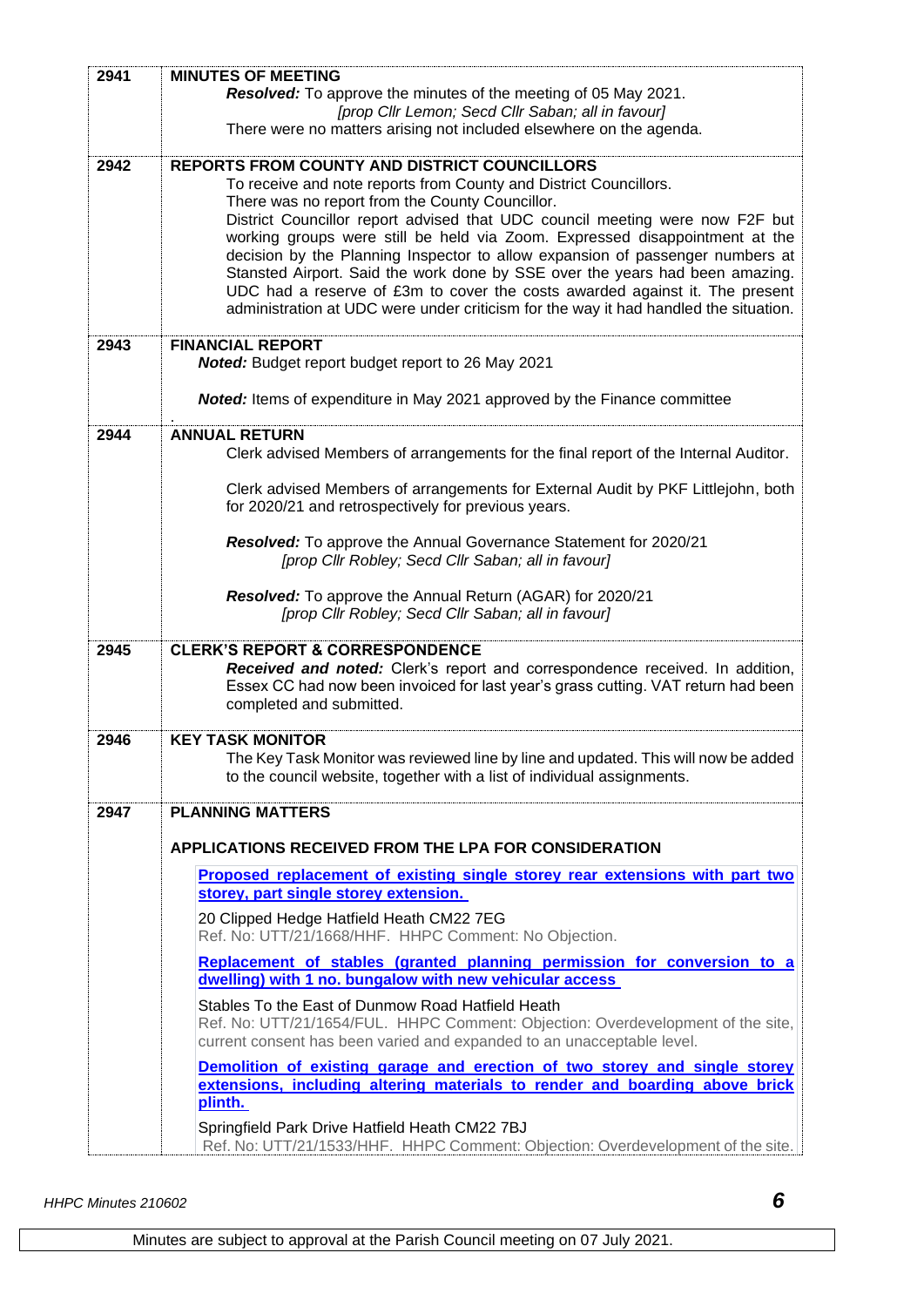| | |
|---|---|
| **2941** | **MINUTES OF MEETING**<br>***Resolved:*** To approve the minutes of the meeting of 05 May 2021.<br>*[prop Cllr Lemon; Secd Cllr Saban; all in favour]*<br>There were no matters arising not included elsewhere on the agenda. |
| **2942** | **REPORTS FROM COUNTY AND DISTRICT COUNCILLORS**<br>To receive and note reports from County and District Councillors.<br>There was no report from the County Councillor.<br>District Councillor report advised that UDC council meeting were now F2F but working groups were still be held via Zoom. Expressed disappointment at the decision by the Planning Inspector to allow expansion of passenger numbers at Stansted Airport. Said the work done by SSE over the years had been amazing. UDC had a reserve of £3m to cover the costs awarded against it. The present administration at UDC were under criticism for the way it had handled the situation. |
| **2943** | **FINANCIAL REPORT**<br>***Noted:*** Budget report budget report to 26 May 2021<br><br>***Noted:*** Items of expenditure in May 2021 approved by the Finance committee<br>. |
| **2944** | **ANNUAL RETURN**<br>Clerk advised Members of arrangements for the final report of the Internal Auditor.<br><br>Clerk advised Members of arrangements for External Audit by PKF Littlejohn, both for 2020/21 and retrospectively for previous years.<br><br>***Resolved:*** To approve the Annual Governance Statement for 2020/21<br>*[prop Cllr Robley; Secd Cllr Saban; all in favour]*<br><br>***Resolved:*** To approve the Annual Return (AGAR) for 2020/21<br>*[prop Cllr Robley; Secd Cllr Saban; all in favour]* |
| **2945** | **CLERK'S REPORT & CORRESPONDENCE**<br>***Received and noted:*** Clerk's report and correspondence received. In addition, Essex CC had now been invoiced for last year's grass cutting. VAT return had been completed and submitted. |
| **2946** | **KEY TASK MONITOR**<br>The Key Task Monitor was reviewed line by line and updated. This will now be added to the council website, together with a list of individual assignments. |
| **2947** | **PLANNING MATTERS**<br><br>**APPLICATIONS RECEIVED FROM THE LPA FOR CONSIDERATION**<br><br>**Proposed replacement of existing single storey rear extensions with part two storey, part single storey extension.**<br><br>20 Clipped Hedge Hatfield Heath CM22 7EG<br>Ref. No: UTT/21/1668/HHF. HHPC Comment: No Objection.<br><br>**Replacement of stables (granted planning permission for conversion to a dwelling) with 1 no. bungalow with new vehicular access**<br><br>Stables To the East of Dunmow Road Hatfield Heath<br>Ref. No: UTT/21/1654/FUL. HHPC Comment: Objection: Overdevelopment of the site, current consent has been varied and expanded to an unacceptable level.<br><br>**Demolition of existing garage and erection of two storey and single storey extensions, including altering materials to render and boarding above brick plinth.**<br><br>Springfield Park Drive Hatfield Heath CM22 7BJ<br>Ref. No: UTT/21/1533/HHF. HHPC Comment: Objection: Overdevelopment of the site. |

*HHPC Minutes 210602*

Minutes are subject to approval at the Parish Council meeting on 07 July 2021.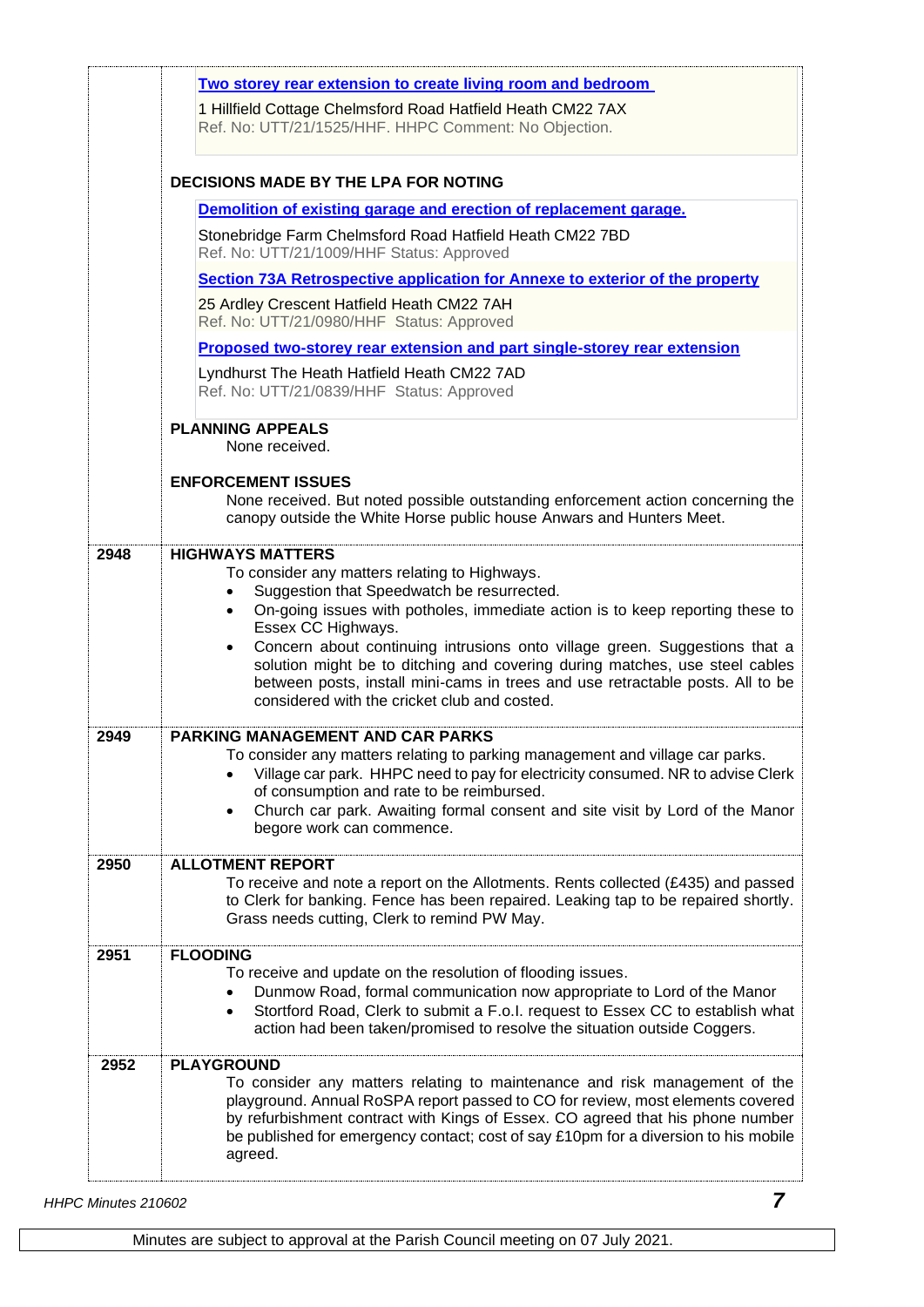| | |
|---|---|
| | **Two storey rear extension to create living room and bedroom**<br>1 Hillfield Cottage Chelmsford Road Hatfield Heath CM22 7AX<br>Ref. No: UTT/21/1525/HHF. HHPC Comment: No Objection.<br><br>**DECISIONS MADE BY THE LPA FOR NOTING**<br>**Demolition of existing garage and erection of replacement garage.**<br>Stonebridge Farm Chelmsford Road Hatfield Heath CM22 7BD<br>Ref. No: UTT/21/1009/HHF Status: Approved<br>**Section 73A Retrospective application for Annexe to exterior of the property**<br>25 Ardley Crescent Hatfield Heath CM22 7AH<br>Ref. No: UTT/21/0980/HHF Status: Approved<br>**Proposed two-storey rear extension and part single-storey rear extension**<br>Lyndhurst The Heath Hatfield Heath CM22 7AD<br>Ref. No: UTT/21/0839/HHF Status: Approved<br><br>**PLANNING APPEALS**<br>None received.<br><br>**ENFORCEMENT ISSUES**<br>None received. But noted possible outstanding enforcement action concerning the canopy outside the White Horse public house Anwars and Hunters Meet. |
| 2948 | **HIGHWAYS MATTERS**<br>To consider any matters relating to Highways.<br>• Suggestion that Speedwatch be resurrected.<br>• On-going issues with potholes, immediate action is to keep reporting these to Essex CC Highways.<br>• Concern about continuing intrusions onto village green. Suggestions that a solution might be to ditching and covering during matches, use steel cables between posts, install mini-cams in trees and use retractable posts. All to be considered with the cricket club and costed. |
| 2949 | **PARKING MANAGEMENT AND CAR PARKS**<br>To consider any matters relating to parking management and village car parks.<br>• Village car park. HHPC need to pay for electricity consumed. NR to advise Clerk of consumption and rate to be reimbursed.<br>• Church car park. Awaiting formal consent and site visit by Lord of the Manor begore work can commence. |
| 2950 | **ALLOTMENT REPORT**<br>To receive and note a report on the Allotments. Rents collected (£435) and passed to Clerk for banking. Fence has been repaired. Leaking tap to be repaired shortly. Grass needs cutting, Clerk to remind PW May. |
| 2951 | **FLOODING**<br>To receive and update on the resolution of flooding issues.<br>• Dunmow Road, formal communication now appropriate to Lord of the Manor<br>• Stortford Road, Clerk to submit a F.o.I. request to Essex CC to establish what action had been taken/promised to resolve the situation outside Coggers. |
| 2952 | **PLAYGROUND**<br>To consider any matters relating to maintenance and risk management of the playground. Annual RoSPA report passed to CO for review, most elements covered by refurbishment contract with Kings of Essex. CO agreed that his phone number be published for emergency contact; cost of say £10pm for a diversion to his mobile agreed. |

Minutes are subject to approval at the Parish Council meeting on 07 July 2021.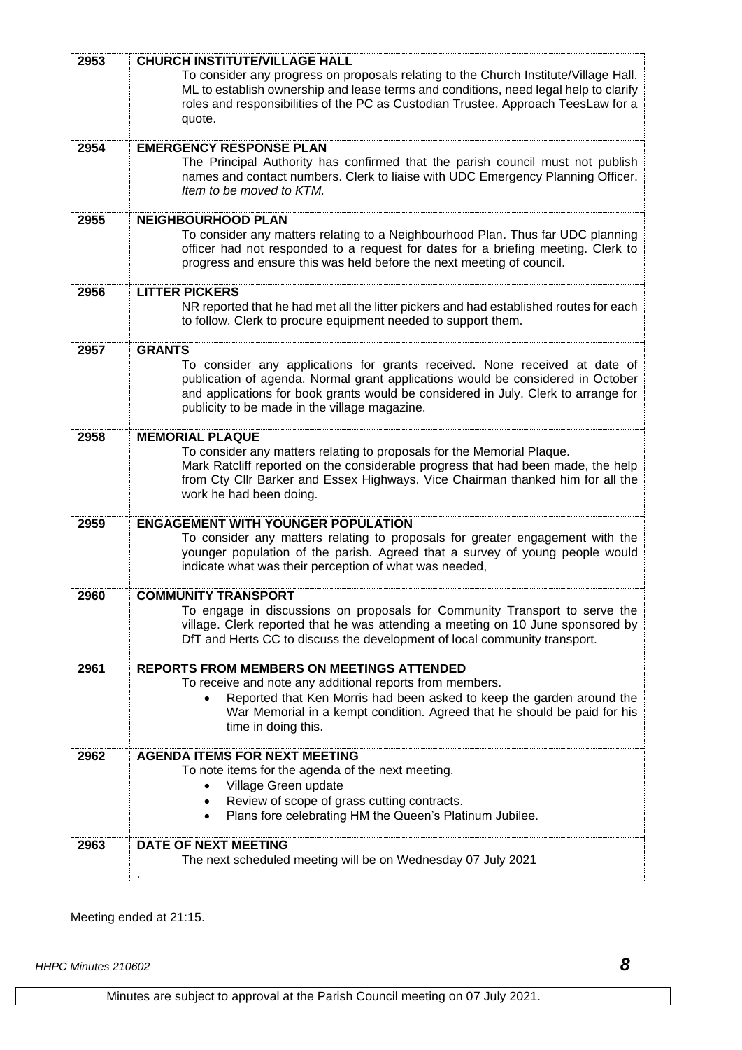| | |
|---|---|
| 2953 | **CHURCH INSTITUTE/VILLAGE HALL**<br>To consider any progress on proposals relating to the Church Institute/Village Hall. ML to establish ownership and lease terms and conditions, need legal help to clarify roles and responsibilities of the PC as Custodian Trustee. Approach TeesLaw for a quote. |
| 2954 | **EMERGENCY RESPONSE PLAN**<br>The Principal Authority has confirmed that the parish council must not publish names and contact numbers. Clerk to liaise with UDC Emergency Planning Officer. *Item to be moved to KTM.* |
| 2955 | **NEIGHBOURHOOD PLAN**<br>To consider any matters relating to a Neighbourhood Plan. Thus far UDC planning officer had not responded to a request for dates for a briefing meeting. Clerk to progress and ensure this was held before the next meeting of council. |
| 2956 | **LITTER PICKERS**<br>NR reported that he had met all the litter pickers and had established routes for each to follow. Clerk to procure equipment needed to support them. |
| 2957 | **GRANTS**<br>To consider any applications for grants received. None received at date of publication of agenda. Normal grant applications would be considered in October and applications for book grants would be considered in July. Clerk to arrange for publicity to be made in the village magazine. |
| 2958 | **MEMORIAL PLAQUE**<br>To consider any matters relating to proposals for the Memorial Plaque.<br>Mark Ratcliff reported on the considerable progress that had been made, the help from Cty Cllr Barker and Essex Highways. Vice Chairman thanked him for all the work he had been doing. |
| 2959 | **ENGAGEMENT WITH YOUNGER POPULATION**<br>To consider any matters relating to proposals for greater engagement with the younger population of the parish. Agreed that a survey of young people would indicate what was their perception of what was needed, |
| 2960 | **COMMUNITY TRANSPORT**<br>To engage in discussions on proposals for Community Transport to serve the village. Clerk reported that he was attending a meeting on 10 June sponsored by DfT and Herts CC to discuss the development of local community transport. |
| 2961 | **REPORTS FROM MEMBERS ON MEETINGS ATTENDED**<br>To receive and note any additional reports from members.<br>• Reported that Ken Morris had been asked to keep the garden around the War Memorial in a kempt condition. Agreed that he should be paid for his time in doing this. |
| 2962 | **AGENDA ITEMS FOR NEXT MEETING**<br>To note items for the agenda of the next meeting.<br>• Village Green update<br>• Review of scope of grass cutting contracts.<br>• Plans fore celebrating HM the Queen's Platinum Jubilee. |
| 2963 | **DATE OF NEXT MEETING**<br>The next scheduled meeting will be on Wednesday 07 July 2021<br>. |

Meeting ended at 21:15.

Minutes are subject to approval at the Parish Council meeting on 07 July 2021.